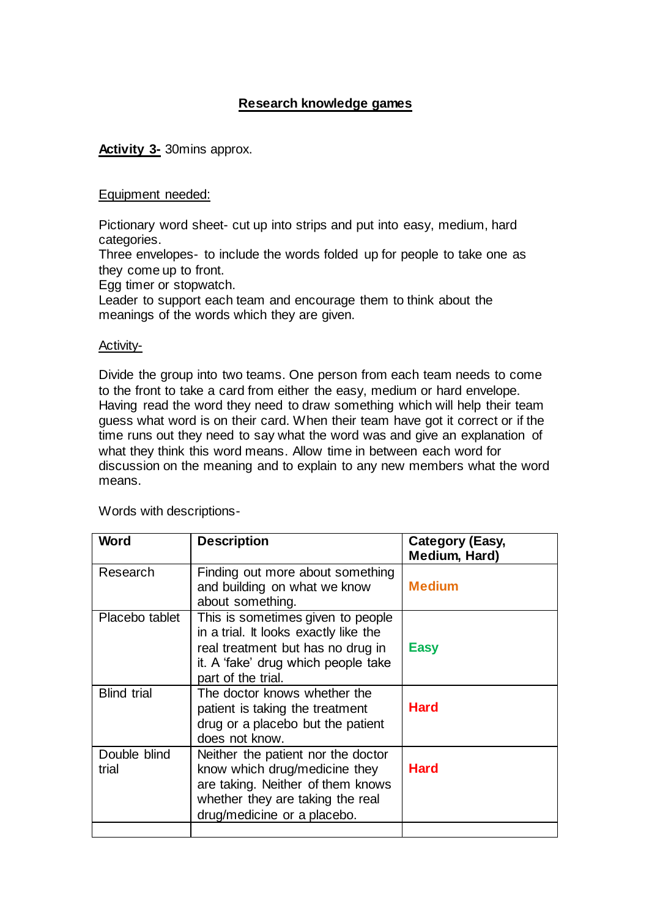# Research knowledge games

**Activity 3-** 30mins approx.

Equipment needed:

Pictionary word sheet- cut up into strips and put into easy, medium, hard categories.
Three envelopes- to include the words folded up for people to take one as they come up to front.
Egg timer or stopwatch.
Leader to support each team and encourage them to think about the meanings of the words which they are given.

Activity-

Divide the group into two teams. One person from each team needs to come to the front to take a card from either the easy, medium or hard envelope. Having read the word they need to draw something which will help their team guess what word is on their card. When their team have got it correct or if the time runs out they need to say what the word was and give an explanation of what they think this word means. Allow time in between each word for discussion on the meaning and to explain to any new members what the word means.

Words with descriptions-

| Word | Description | Category (Easy, Medium, Hard) |
|---|---|---|
| Research | Finding out more about something and building on what we know about something. | Medium |
| Placebo tablet | This is sometimes given to people in a trial. It looks exactly like the real treatment but has no drug in it. A 'fake' drug which people take part of the trial. | Easy |
| Blind trial | The doctor knows whether the patient is taking the treatment drug or a placebo but the patient does not know. | Hard |
| Double blind trial | Neither the patient nor the doctor know which drug/medicine they are taking. Neither of them knows whether they are taking the real drug/medicine or a placebo. | Hard |
| | | |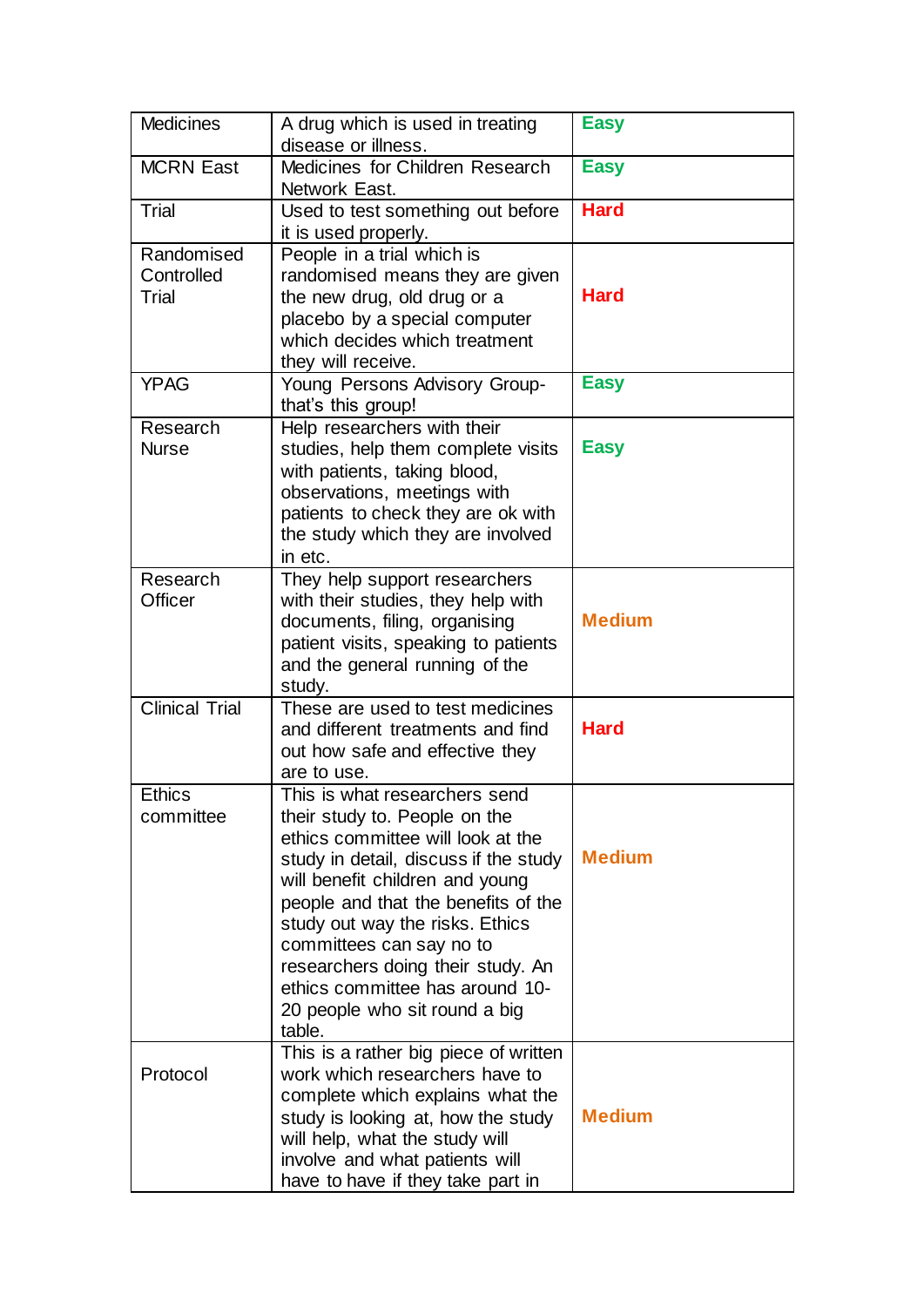| Medicines | A drug which is used in treating disease or illness. | Easy |
|---|---|---|
| MCRN East | Medicines for Children Research Network East. | Easy |
| Trial | Used to test something out before it is used properly. | Hard |
| Randomised Controlled Trial | People in a trial which is randomised means they are given the new drug, old drug or a placebo by a special computer which decides which treatment they will receive. | Hard |
| YPAG | Young Persons Advisory Group- that's this group! | Easy |
| Research Nurse | Help researchers with their studies, help them complete visits with patients, taking blood, observations, meetings with patients to check they are ok with the study which they are involved in etc. | Easy |
| Research Officer | They help support researchers with their studies, they help with documents, filing, organising patient visits, speaking to patients and the general running of the study. | Medium |
| Clinical Trial | These are used to test medicines and different treatments and find out how safe and effective they are to use. | Hard |
| Ethics committee | This is what researchers send their study to. People on the ethics committee will look at the study in detail, discuss if the study will benefit children and young people and that the benefits of the study out way the risks. Ethics committees can say no to researchers doing their study. An ethics committee has around 10-20 people who sit round a big table. | Medium |
| Protocol | This is a rather big piece of written work which researchers have to complete which explains what the study is looking at, how the study will help, what the study will involve and what patients will have to have if they take part in | Medium |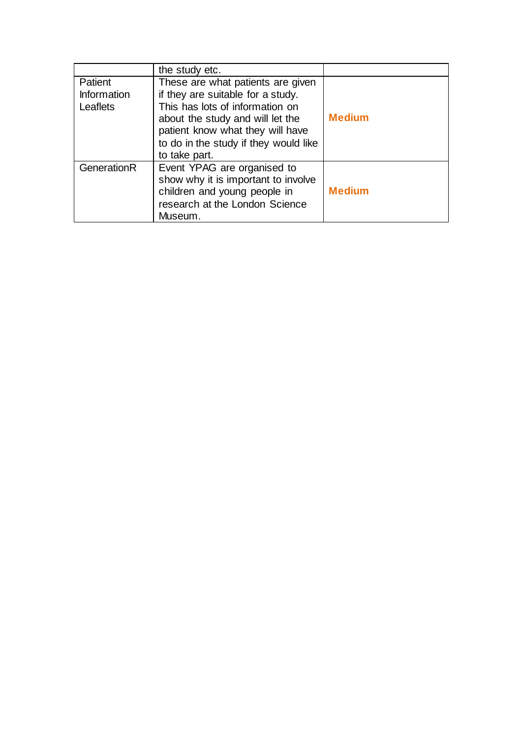| | | |
|---|---|---|
| | the study etc. | |
| Patient Information Leaflets | These are what patients are given if they are suitable for a study. This has lots of information on about the study and will let the patient know what they will have to do in the study if they would like to take part. | **Medium** |
| GenerationR | Event YPAG are organised to show why it is important to involve children and young people in research at the London Science Museum. | **Medium** |